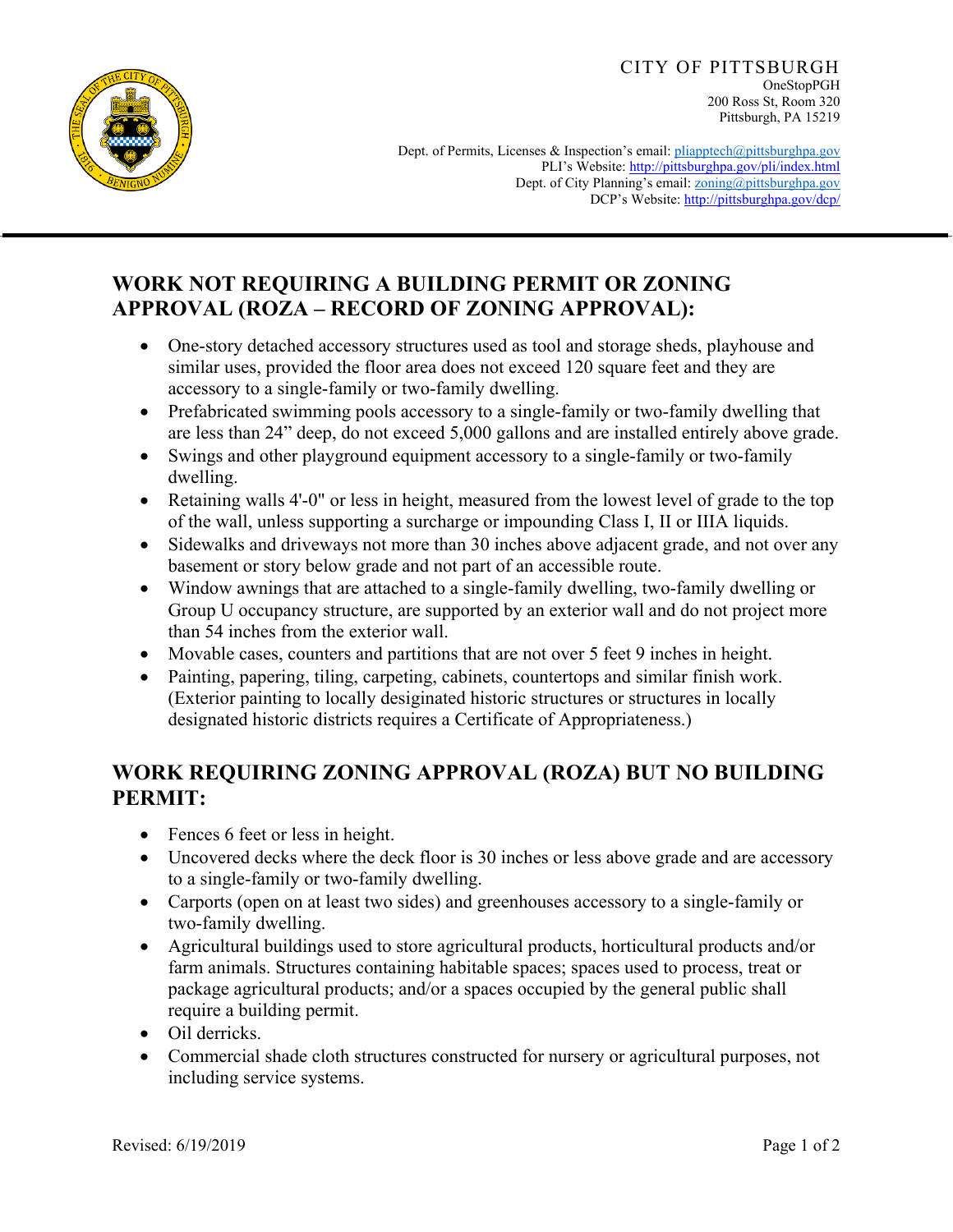CITY OF PITTSBURGH
OneStopPGH
200 Ross St, Room 320
Pittsburgh, PA 15219

Dept. of Permits, Licenses & Inspection's email: pliapptech@pittsburghpa.gov
PLI's Website: http://pittsburghpa.gov/pli/index.html
Dept. of City Planning's email: zoning@pittsburghpa.gov
DCP's Website: http://pittsburghpa.gov/dcp/

## WORK NOT REQUIRING A BUILDING PERMIT OR ZONING APPROVAL (ROZA – RECORD OF ZONING APPROVAL):

- One-story detached accessory structures used as tool and storage sheds, playhouse and similar uses, provided the floor area does not exceed 120 square feet and they are accessory to a single-family or two-family dwelling.
- Prefabricated swimming pools accessory to a single-family or two-family dwelling that are less than 24" deep, do not exceed 5,000 gallons and are installed entirely above grade.
- Swings and other playground equipment accessory to a single-family or two-family dwelling.
- Retaining walls 4'-0" or less in height, measured from the lowest level of grade to the top of the wall, unless supporting a surcharge or impounding Class I, II or IIIA liquids.
- Sidewalks and driveways not more than 30 inches above adjacent grade, and not over any basement or story below grade and not part of an accessible route.
- Window awnings that are attached to a single-family dwelling, two-family dwelling or Group U occupancy structure, are supported by an exterior wall and do not project more than 54 inches from the exterior wall.
- Movable cases, counters and partitions that are not over 5 feet 9 inches in height.
- Painting, papering, tiling, carpeting, cabinets, countertops and similar finish work. (Exterior painting to locally designated historic structures or structures in locally designated historic districts requires a Certificate of Appropriateness.)

## WORK REQUIRING ZONING APPROVAL (ROZA) BUT NO BUILDING PERMIT:

- Fences 6 feet or less in height.
- Uncovered decks where the deck floor is 30 inches or less above grade and are accessory to a single-family or two-family dwelling.
- Carports (open on at least two sides) and greenhouses accessory to a single-family or two-family dwelling.
- Agricultural buildings used to store agricultural products, horticultural products and/or farm animals. Structures containing habitable spaces; spaces used to process, treat or package agricultural products; and/or a spaces occupied by the general public shall require a building permit.
- Oil derricks.
- Commercial shade cloth structures constructed for nursery or agricultural purposes, not including service systems.

Revised: 6/19/2019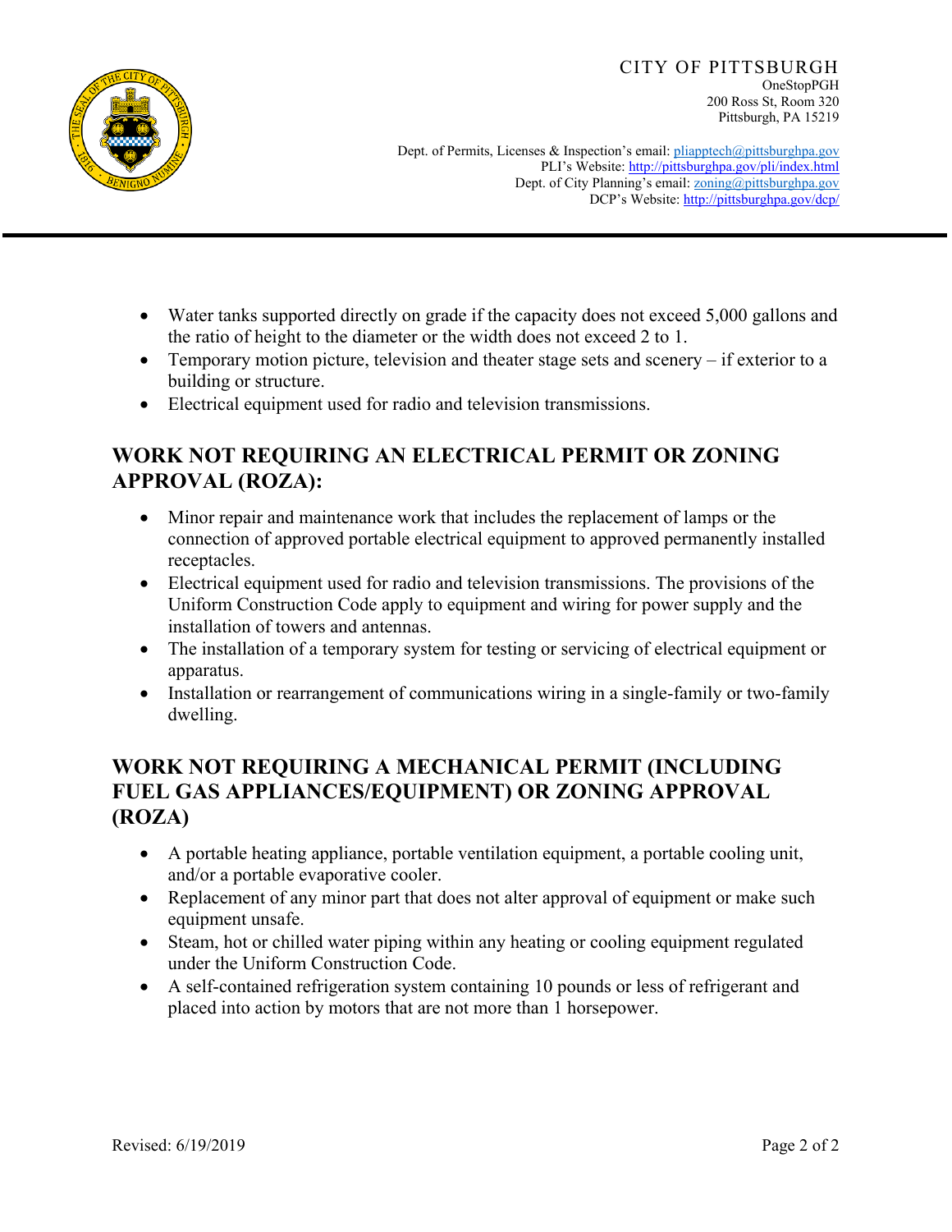- Water tanks supported directly on grade if the capacity does not exceed 5,000 gallons and the ratio of height to the diameter or the width does not exceed 2 to 1.
- Temporary motion picture, television and theater stage sets and scenery – if exterior to a building or structure.
- Electrical equipment used for radio and television transmissions.

## WORK NOT REQUIRING AN ELECTRICAL PERMIT OR ZONING APPROVAL (ROZA):

- Minor repair and maintenance work that includes the replacement of lamps or the connection of approved portable electrical equipment to approved permanently installed receptacles.
- Electrical equipment used for radio and television transmissions. The provisions of the Uniform Construction Code apply to equipment and wiring for power supply and the installation of towers and antennas.
- The installation of a temporary system for testing or servicing of electrical equipment or apparatus.
- Installation or rearrangement of communications wiring in a single-family or two-family dwelling.

## WORK NOT REQUIRING A MECHANICAL PERMIT (INCLUDING FUEL GAS APPLIANCES/EQUIPMENT) OR ZONING APPROVAL (ROZA)

- A portable heating appliance, portable ventilation equipment, a portable cooling unit, and/or a portable evaporative cooler.
- Replacement of any minor part that does not alter approval of equipment or make such equipment unsafe.
- Steam, hot or chilled water piping within any heating or cooling equipment regulated under the Uniform Construction Code.
- A self-contained refrigeration system containing 10 pounds or less of refrigerant and placed into action by motors that are not more than 1 horsepower.

Revised: 6/19/2019